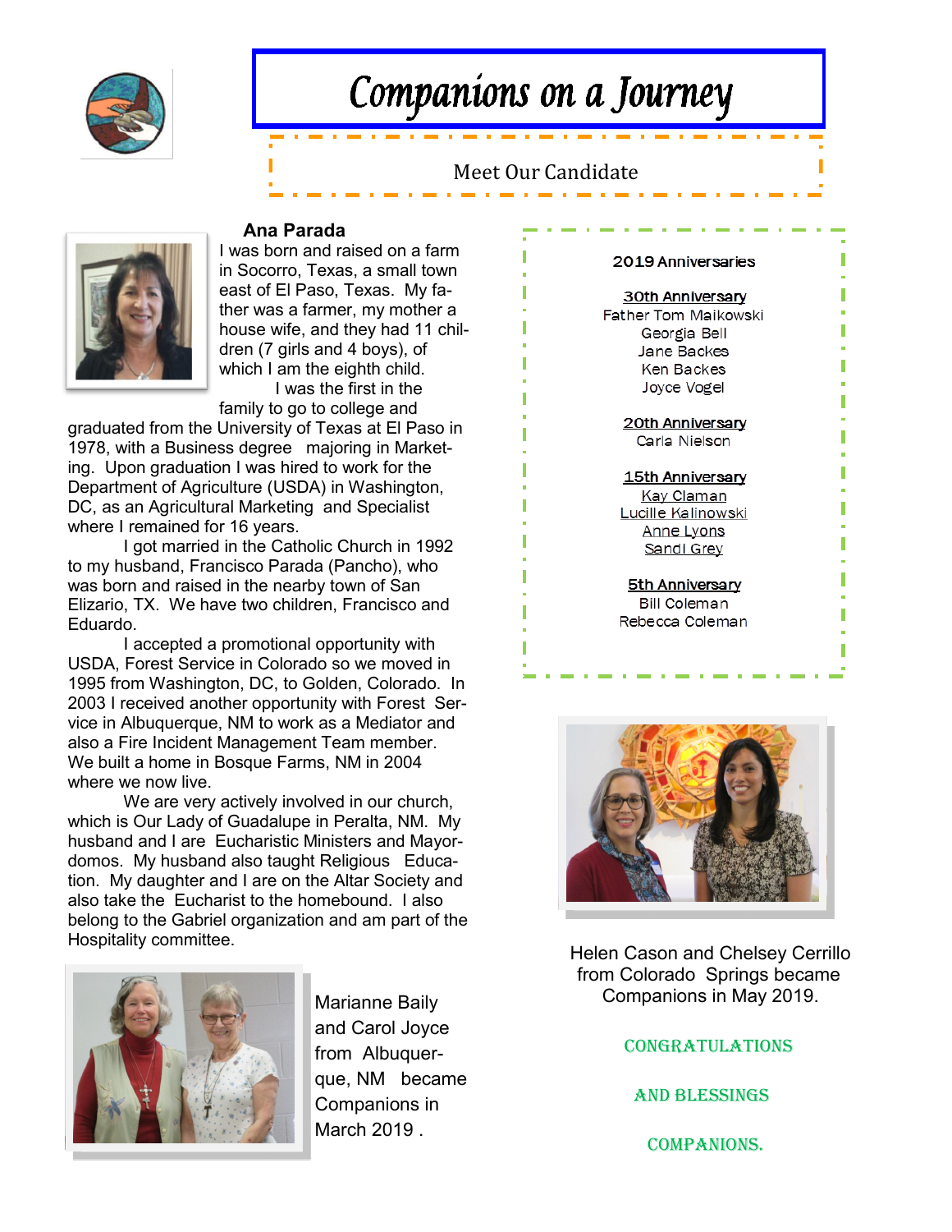# Companions on a Journey

## Meet Our Candidate

### Ana Parada

I was born and raised on a farm in Socorro, Texas, a small town east of El Paso, Texas. My father was a farmer, my mother a house wife, and they had 11 children (7 girls and 4 boys), of which I am the eighth child.

I was the first in the family to go to college and graduated from the University of Texas at El Paso in 1978, with a Business degree majoring in Marketing. Upon graduation I was hired to work for the Department of Agriculture (USDA) in Washington, DC, as an Agricultural Marketing and Specialist where I remained for 16 years.

I got married in the Catholic Church in 1992 to my husband, Francisco Parada (Pancho), who was born and raised in the nearby town of San Elizario, TX. We have two children, Francisco and Eduardo.

I accepted a promotional opportunity with USDA, Forest Service in Colorado so we moved in 1995 from Washington, DC, to Golden, Colorado. In 2003 I received another opportunity with Forest Service in Albuquerque, NM to work as a Mediator and also a Fire Incident Management Team member. We built a home in Bosque Farms, NM in 2004 where we now live.

We are very actively involved in our church, which is Our Lady of Guadalupe in Peralta, NM. My husband and I are Eucharistic Ministers and Mayordomos. My husband also taught Religious Education. My daughter and I are on the Altar Society and also take the Eucharist to the homebound. I also belong to the Gabriel organization and am part of the Hospitality committee.

Marianne Baily and Carol Joyce from Albuquerque, NM became Companions in March 2019 .

**2019 Anniversaries**

**30th Anniversary**
Father Tom Maikowski
Georgia Bell
Jane Backes
Ken Backes
Joyce Vogel

**20th Anniversary**
Carla Nielson

**15th Anniversary**
Kay Claman
Lucille Kalinowski
Anne Lyons
Sandi Grey

**5th Anniversary**
Bill Coleman
Rebecca Coleman

Helen Cason and Chelsey Cerrillo from Colorado Springs became Companions in May 2019.

CONGRATULATIONS

AND BLESSINGS

COMPANIONS.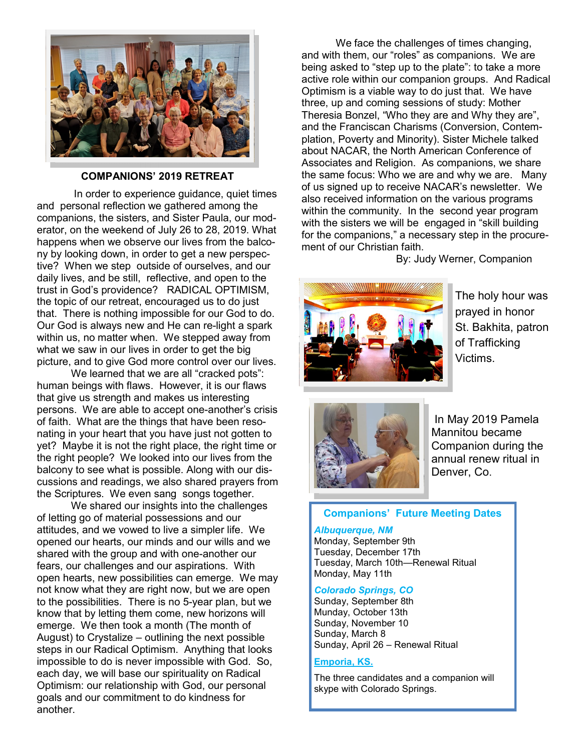**COMPANIONS' 2019 RETREAT**

In order to experience guidance, quiet times and personal reflection we gathered among the companions, the sisters, and Sister Paula, our moderator, on the weekend of July 26 to 28, 2019. What happens when we observe our lives from the balcony by looking down, in order to get a new perspective? When we step outside of ourselves, and our daily lives, and be still, reflective, and open to the trust in God's providence? RADICAL OPTIMISM, the topic of our retreat, encouraged us to do just that. There is nothing impossible for our God to do. Our God is always new and He can re-light a spark within us, no matter when. We stepped away from what we saw in our lives in order to get the big picture, and to give God more control over our lives.

We learned that we are all "cracked pots": human beings with flaws. However, it is our flaws that give us strength and makes us interesting persons. We are able to accept one-another's crisis of faith. What are the things that have been resonating in your heart that you have just not gotten to yet? Maybe it is not the right place, the right time or the right people? We looked into our lives from the balcony to see what is possible. Along with our discussions and readings, we also shared prayers from the Scriptures. We even sang songs together.

We shared our insights into the challenges of letting go of material possessions and our attitudes, and we vowed to live a simpler life. We opened our hearts, our minds and our wills and we shared with the group and with one-another our fears, our challenges and our aspirations. With open hearts, new possibilities can emerge. We may not know what they are right now, but we are open to the possibilities. There is no 5-year plan, but we know that by letting them come, new horizons will emerge. We then took a month (The month of August) to Crystalize – outlining the next possible steps in our Radical Optimism. Anything that looks impossible to do is never impossible with God. So, each day, we will base our spirituality on Radical Optimism: our relationship with God, our personal goals and our commitment to do kindness for another.

We face the challenges of times changing, and with them, our "roles" as companions. We are being asked to "step up to the plate": to take a more active role within our companion groups. And Radical Optimism is a viable way to do just that. We have three, up and coming sessions of study: Mother Theresia Bonzel, "Who they are and Why they are", and the Franciscan Charisms (Conversion, Contemplation, Poverty and Minority). Sister Michele talked about NACAR, the North American Conference of Associates and Religion. As companions, we share the same focus: Who we are and why we are. Many of us signed up to receive NACAR's newsletter. We also received information on the various programs within the community. In the second year program with the sisters we will be engaged in "skill building for the companions," a necessary step in the procurement of our Christian faith.

By: Judy Werner, Companion

The holy hour was prayed in honor St. Bakhita, patron of Trafficking Victims.

In May 2019 Pamela Mannitou became Companion during the annual renew ritual in Denver, Co.

**Companions' Future Meeting Dates**

***Albuquerque, NM***

Monday, September 9th
Tuesday, December 17th
Tuesday, March 10th—Renewal Ritual
Monday, May 11th

***Colorado Springs, CO***

Sunday, September 8th
Munday, October 13th
Sunday, November 10
Sunday, March 8
Sunday, April 26 – Renewal Ritual

**Emporia, KS.**

The three candidates and a companion will skype with Colorado Springs.